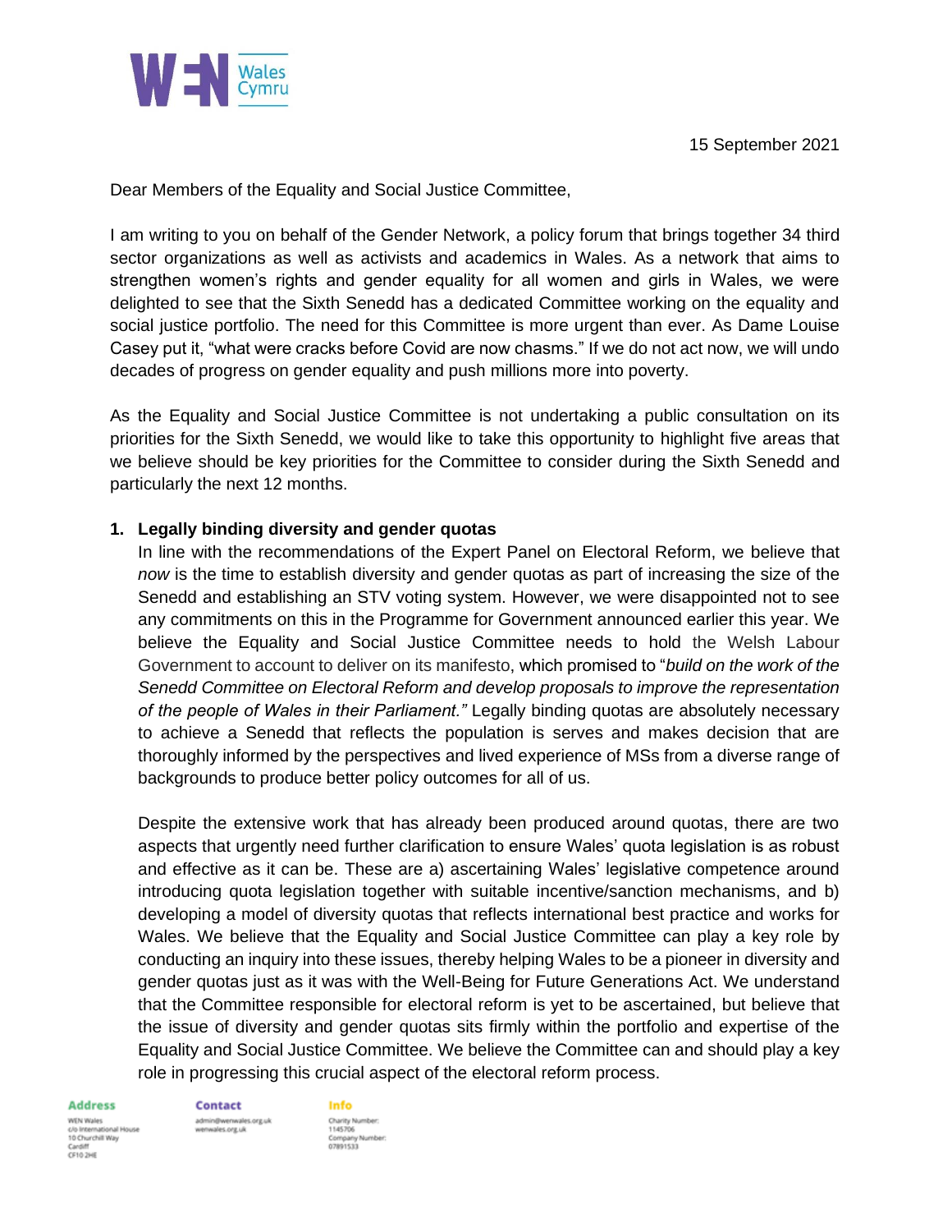15 September 2021

Dear Members of the Equality and Social Justice Committee,

I am writing to you on behalf of the Gender Network, a policy forum that brings together 34 third sector organizations as well as activists and academics in Wales. As a network that aims to strengthen women's rights and gender equality for all women and girls in Wales, we were delighted to see that the Sixth Senedd has a dedicated Committee working on the equality and social justice portfolio. The need for this Committee is more urgent than ever. As Dame Louise Casey put it, "what were cracks before Covid are now chasms." If we do not act now, we will undo decades of progress on gender equality and push millions more into poverty.

As the Equality and Social Justice Committee is not undertaking a public consultation on its priorities for the Sixth Senedd, we would like to take this opportunity to highlight five areas that we believe should be key priorities for the Committee to consider during the Sixth Senedd and particularly the next 12 months.

1. **Legally binding diversity and gender quotas**

   In line with the recommendations of the Expert Panel on Electoral Reform, we believe that *now* is the time to establish diversity and gender quotas as part of increasing the size of the Senedd and establishing an STV voting system. However, we were disappointed not to see any commitments on this in the Programme for Government announced earlier this year. We believe the Equality and Social Justice Committee needs to hold the Welsh Labour Government to account to deliver on its manifesto, which promised to "*build on the work of the Senedd Committee on Electoral Reform and develop proposals to improve the representation of the people of Wales in their Parliament."* Legally binding quotas are absolutely necessary to achieve a Senedd that reflects the population is serves and makes decision that are thoroughly informed by the perspectives and lived experience of MSs from a diverse range of backgrounds to produce better policy outcomes for all of us.

   Despite the extensive work that has already been produced around quotas, there are two aspects that urgently need further clarification to ensure Wales' quota legislation is as robust and effective as it can be. These are a) ascertaining Wales' legislative competence around introducing quota legislation together with suitable incentive/sanction mechanisms, and b) developing a model of diversity quotas that reflects international best practice and works for Wales. We believe that the Equality and Social Justice Committee can play a key role by conducting an inquiry into these issues, thereby helping Wales to be a pioneer in diversity and gender quotas just as it was with the Well-Being for Future Generations Act. We understand that the Committee responsible for electoral reform is yet to be ascertained, but believe that the issue of diversity and gender quotas sits firmly within the portfolio and expertise of the Equality and Social Justice Committee. We believe the Committee can and should play a key role in progressing this crucial aspect of the electoral reform process.

**Address**
WEN Wales
c/o International House
10 Churchill Way
Cardiff
CF10 2HE

**Contact**
admin@wenwales.org.uk
wenwales.org.uk

**Info**
Charity Number:
1145706
Company Number:
07891533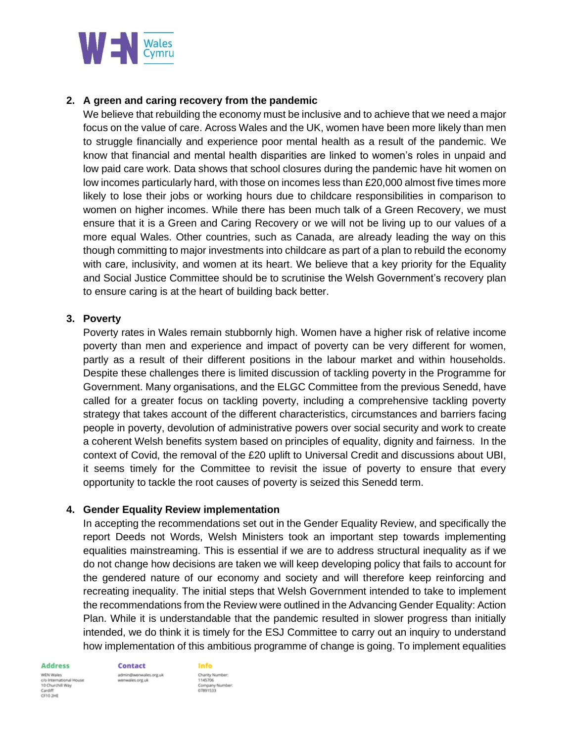2. **A green and caring recovery from the pandemic**
   
   We believe that rebuilding the economy must be inclusive and to achieve that we need a major focus on the value of care. Across Wales and the UK, women have been more likely than men to struggle financially and experience poor mental health as a result of the pandemic. We know that financial and mental health disparities are linked to women's roles in unpaid and low paid care work. Data shows that school closures during the pandemic have hit women on low incomes particularly hard, with those on incomes less than £20,000 almost five times more likely to lose their jobs or working hours due to childcare responsibilities in comparison to women on higher incomes. While there has been much talk of a Green Recovery, we must ensure that it is a Green and Caring Recovery or we will not be living up to our values of a more equal Wales. Other countries, such as Canada, are already leading the way on this though committing to major investments into childcare as part of a plan to rebuild the economy with care, inclusivity, and women at its heart. We believe that a key priority for the Equality and Social Justice Committee should be to scrutinise the Welsh Government's recovery plan to ensure caring is at the heart of building back better.

3. **Poverty**
   
   Poverty rates in Wales remain stubbornly high. Women have a higher risk of relative income poverty than men and experience and impact of poverty can be very different for women, partly as a result of their different positions in the labour market and within households. Despite these challenges there is limited discussion of tackling poverty in the Programme for Government. Many organisations, and the ELGC Committee from the previous Senedd, have called for a greater focus on tackling poverty, including a comprehensive tackling poverty strategy that takes account of the different characteristics, circumstances and barriers facing people in poverty, devolution of administrative powers over social security and work to create a coherent Welsh benefits system based on principles of equality, dignity and fairness. In the context of Covid, the removal of the £20 uplift to Universal Credit and discussions about UBI, it seems timely for the Committee to revisit the issue of poverty to ensure that every opportunity to tackle the root causes of poverty is seized this Senedd term.

4. **Gender Equality Review implementation**
   
   In accepting the recommendations set out in the Gender Equality Review, and specifically the report Deeds not Words, Welsh Ministers took an important step towards implementing equalities mainstreaming. This is essential if we are to address structural inequality as if we do not change how decisions are taken we will keep developing policy that fails to account for the gendered nature of our economy and society and will therefore keep reinforcing and recreating inequality. The initial steps that Welsh Government intended to take to implement the recommendations from the Review were outlined in the Advancing Gender Equality: Action Plan. While it is understandable that the pandemic resulted in slower progress than initially intended, we do think it is timely for the ESJ Committee to carry out an inquiry to understand how implementation of this ambitious programme of change is going. To implement equalities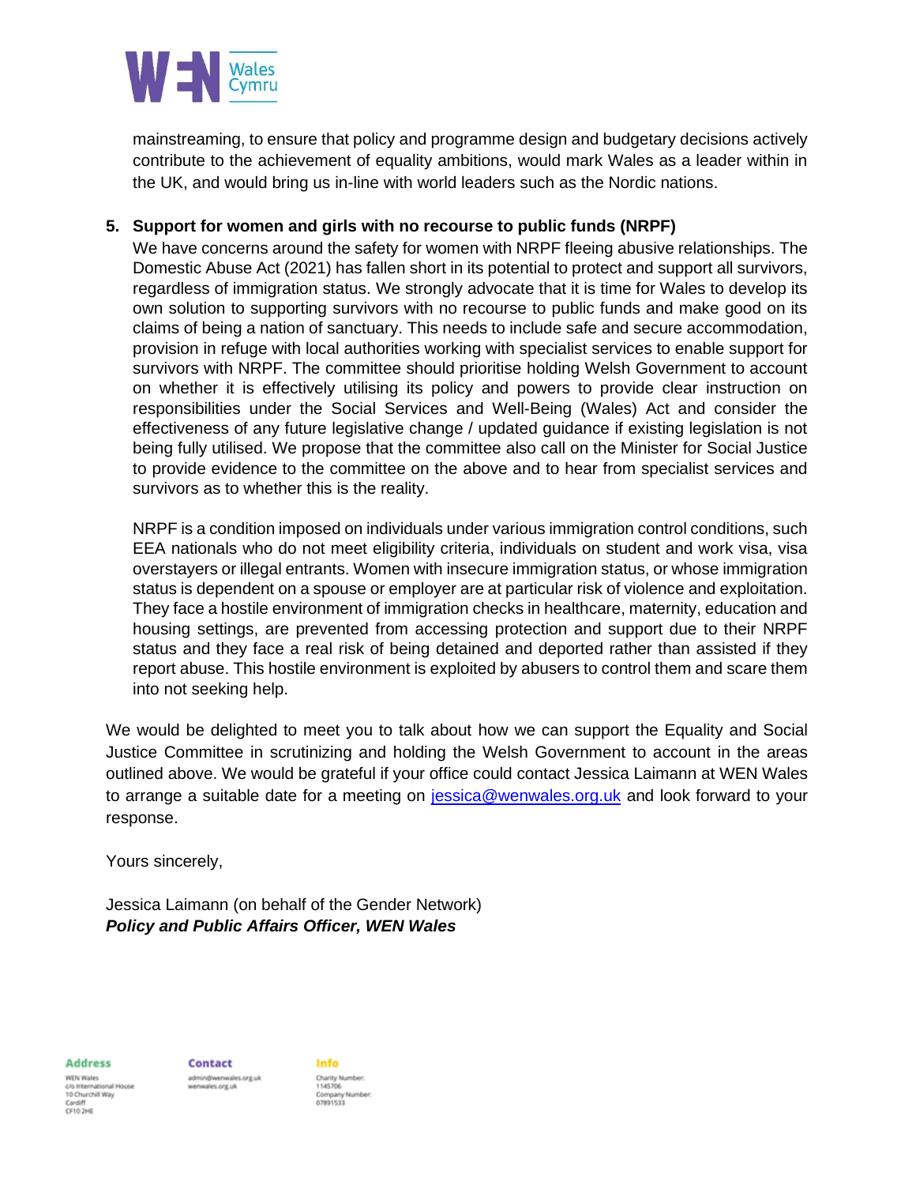mainstreaming, to ensure that policy and programme design and budgetary decisions actively contribute to the achievement of equality ambitions, would mark Wales as a leader within in the UK, and would bring us in-line with world leaders such as the Nordic nations.

5. **Support for women and girls with no recourse to public funds (NRPF)**

   We have concerns around the safety for women with NRPF fleeing abusive relationships. The Domestic Abuse Act (2021) has fallen short in its potential to protect and support all survivors, regardless of immigration status. We strongly advocate that it is time for Wales to develop its own solution to supporting survivors with no recourse to public funds and make good on its claims of being a nation of sanctuary. This needs to include safe and secure accommodation, provision in refuge with local authorities working with specialist services to enable support for survivors with NRPF. The committee should prioritise holding Welsh Government to account on whether it is effectively utilising its policy and powers to provide clear instruction on responsibilities under the Social Services and Well-Being (Wales) Act and consider the effectiveness of any future legislative change / updated guidance if existing legislation is not being fully utilised. We propose that the committee also call on the Minister for Social Justice to provide evidence to the committee on the above and to hear from specialist services and survivors as to whether this is the reality.

   NRPF is a condition imposed on individuals under various immigration control conditions, such EEA nationals who do not meet eligibility criteria, individuals on student and work visa, visa overstayers or illegal entrants. Women with insecure immigration status, or whose immigration status is dependent on a spouse or employer are at particular risk of violence and exploitation. They face a hostile environment of immigration checks in healthcare, maternity, education and housing settings, are prevented from accessing protection and support due to their NRPF status and they face a real risk of being detained and deported rather than assisted if they report abuse. This hostile environment is exploited by abusers to control them and scare them into not seeking help.

We would be delighted to meet you to talk about how we can support the Equality and Social Justice Committee in scrutinizing and holding the Welsh Government to account in the areas outlined above. We would be grateful if your office could contact Jessica Laimann at WEN Wales to arrange a suitable date for a meeting on jessica@wenwales.org.uk and look forward to your response.

Yours sincerely,

Jessica Laimann (on behalf of the Gender Network)
***Policy and Public Affairs Officer, WEN Wales***

**Address**
WEN Wales
c/o International House
10 Churchill Way
Cardiff
CF10 2HE

**Contact**
admin@wenwales.org.uk
wenwales.org.uk

**Info**
Charity Number:
1145706
Company Number:
07891533